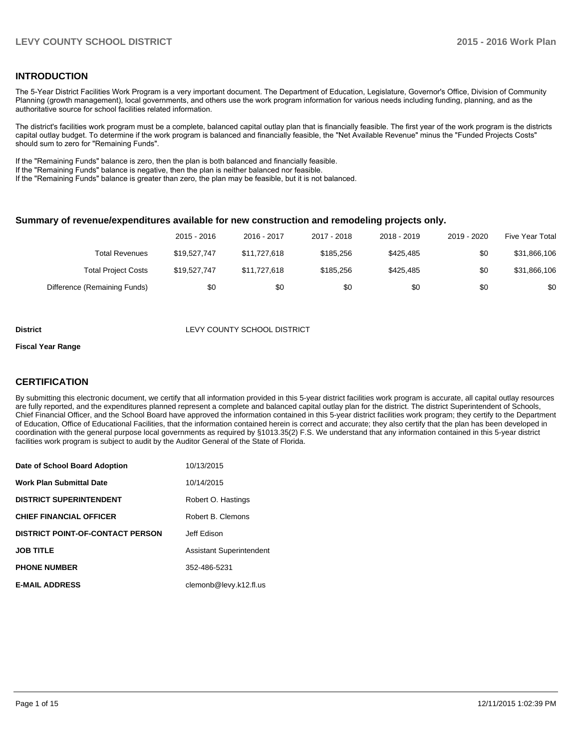## INTRODUCTION

The 5-Year District Facilities Work Program is a very important document. The Department of Education, Legislature, Governor's Office, Division of Community Planning (growth management), local governments, and others use the work program information for various needs including funding, planning, and as the authoritative source for school facilities related information.

The district's facilities work program must be a complete, balanced capital outlay plan that is financially feasible. The first year of the work program is the districts capital outlay budget. To determine if the work program is balanced and financially feasible, the "Net Available Revenue" minus the "Funded Projects Costs" should sum to zero for "Remaining Funds".

If the "Remaining Funds" balance is zero, then the plan is both balanced and financially feasible.
If the "Remaining Funds" balance is negative, then the plan is neither balanced nor feasible.
If the "Remaining Funds" balance is greater than zero, the plan may be feasible, but it is not balanced.

### Summary of revenue/expenditures available for new construction and remodeling projects only.

| | 2015 - 2016 | 2016 - 2017 | 2017 - 2018 | 2018 - 2019 | 2019 - 2020 | Five Year Total |
|---|---|---|---|---|---|---|
| Total Revenues | $19,527,747 | $11,727,618 | $185,256 | $425,485 | $0 | $31,866,106 |
| Total Project Costs | $19,527,747 | $11,727,618 | $185,256 | $425,485 | $0 | $31,866,106 |
| Difference (Remaining Funds) | $0 | $0 | $0 | $0 | $0 | $0 |

**District** LEVY COUNTY SCHOOL DISTRICT

**Fiscal Year Range**

## CERTIFICATION

By submitting this electronic document, we certify that all information provided in this 5-year district facilities work program is accurate, all capital outlay resources are fully reported, and the expenditures planned represent a complete and balanced capital outlay plan for the district. The district Superintendent of Schools, Chief Financial Officer, and the School Board have approved the information contained in this 5-year district facilities work program; they certify to the Department of Education, Office of Educational Facilities, that the information contained herein is correct and accurate; they also certify that the plan has been developed in coordination with the general purpose local governments as required by §1013.35(2) F.S. We understand that any information contained in this 5-year district facilities work program is subject to audit by the Auditor General of the State of Florida.

| | |
|---|---|
| **Date of School Board Adoption** | 10/13/2015 |
| **Work Plan Submittal Date** | 10/14/2015 |
| **DISTRICT SUPERINTENDENT** | Robert O. Hastings |
| **CHIEF FINANCIAL OFFICER** | Robert B. Clemons |
| **DISTRICT POINT-OF-CONTACT PERSON** | Jeff Edison |
| **JOB TITLE** | Assistant Superintendent |
| **PHONE NUMBER** | 352-486-5231 |
| **E-MAIL ADDRESS** | clemonb@levy.k12.fl.us |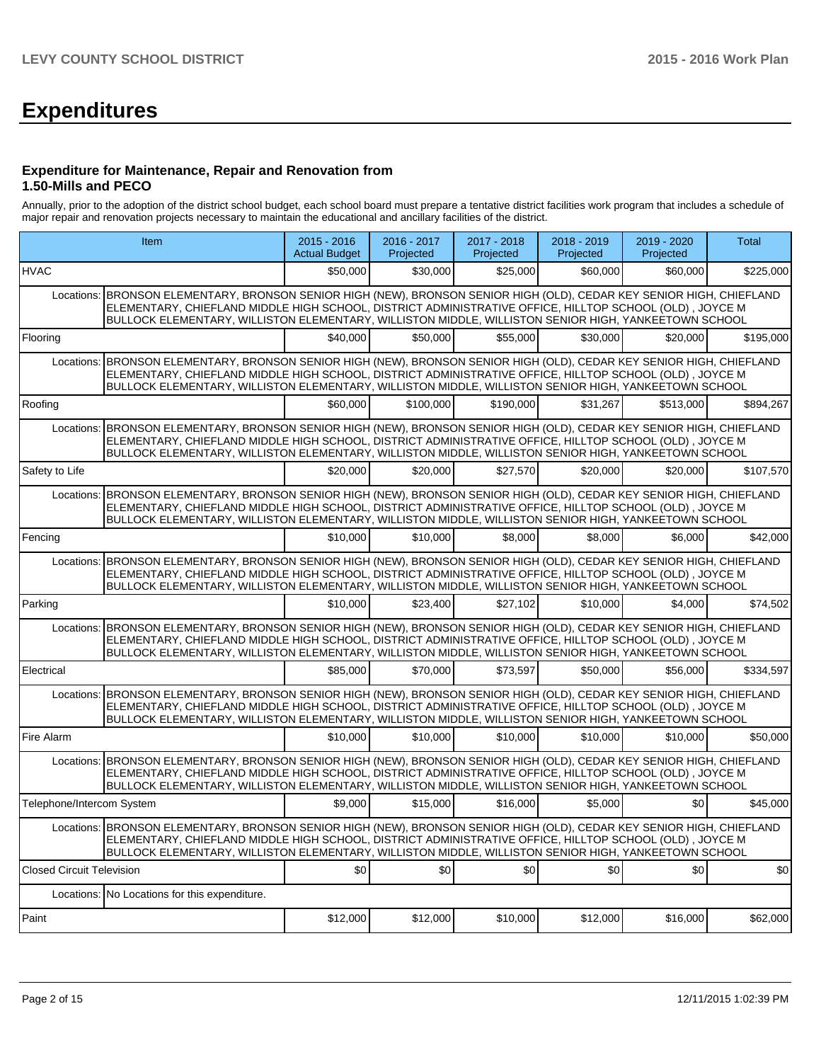# Expenditures

### Expenditure for Maintenance, Repair and Renovation from 1.50-Mills and PECO

Annually, prior to the adoption of the district school budget, each school board must prepare a tentative district facilities work program that includes a schedule of major repair and renovation projects necessary to maintain the educational and ancillary facilities of the district.

| Item | | 2015 - 2016 Actual Budget | 2016 - 2017 Projected | 2017 - 2018 Projected | 2018 - 2019 Projected | 2019 - 2020 Projected | Total |
|---|---|---|---|---|---|---|---|
| HVAC | | $50,000 | $30,000 | $25,000 | $60,000 | $60,000 | $225,000 |
| Locations: | BRONSON ELEMENTARY, BRONSON SENIOR HIGH (NEW), BRONSON SENIOR HIGH (OLD), CEDAR KEY SENIOR HIGH, CHIEFLAND ELEMENTARY, CHIEFLAND MIDDLE HIGH SCHOOL, DISTRICT ADMINISTRATIVE OFFICE, HILLTOP SCHOOL (OLD) , JOYCE M BULLOCK ELEMENTARY, WILLISTON ELEMENTARY, WILLISTON MIDDLE, WILLISTON SENIOR HIGH, YANKEETOWN SCHOOL | | | | | | |
| Flooring | | $40,000 | $50,000 | $55,000 | $30,000 | $20,000 | $195,000 |
| Locations: | BRONSON ELEMENTARY, BRONSON SENIOR HIGH (NEW), BRONSON SENIOR HIGH (OLD), CEDAR KEY SENIOR HIGH, CHIEFLAND ELEMENTARY, CHIEFLAND MIDDLE HIGH SCHOOL, DISTRICT ADMINISTRATIVE OFFICE, HILLTOP SCHOOL (OLD) , JOYCE M BULLOCK ELEMENTARY, WILLISTON ELEMENTARY, WILLISTON MIDDLE, WILLISTON SENIOR HIGH, YANKEETOWN SCHOOL | | | | | | |
| Roofing | | $60,000 | $100,000 | $190,000 | $31,267 | $513,000 | $894,267 |
| Locations: | BRONSON ELEMENTARY, BRONSON SENIOR HIGH (NEW), BRONSON SENIOR HIGH (OLD), CEDAR KEY SENIOR HIGH, CHIEFLAND ELEMENTARY, CHIEFLAND MIDDLE HIGH SCHOOL, DISTRICT ADMINISTRATIVE OFFICE, HILLTOP SCHOOL (OLD) , JOYCE M BULLOCK ELEMENTARY, WILLISTON ELEMENTARY, WILLISTON MIDDLE, WILLISTON SENIOR HIGH, YANKEETOWN SCHOOL | | | | | | |
| Safety to Life | | $20,000 | $20,000 | $27,570 | $20,000 | $20,000 | $107,570 |
| Locations: | BRONSON ELEMENTARY, BRONSON SENIOR HIGH (NEW), BRONSON SENIOR HIGH (OLD), CEDAR KEY SENIOR HIGH, CHIEFLAND ELEMENTARY, CHIEFLAND MIDDLE HIGH SCHOOL, DISTRICT ADMINISTRATIVE OFFICE, HILLTOP SCHOOL (OLD) , JOYCE M BULLOCK ELEMENTARY, WILLISTON ELEMENTARY, WILLISTON MIDDLE, WILLISTON SENIOR HIGH, YANKEETOWN SCHOOL | | | | | | |
| Fencing | | $10,000 | $10,000 | $8,000 | $8,000 | $6,000 | $42,000 |
| Locations: | BRONSON ELEMENTARY, BRONSON SENIOR HIGH (NEW), BRONSON SENIOR HIGH (OLD), CEDAR KEY SENIOR HIGH, CHIEFLAND ELEMENTARY, CHIEFLAND MIDDLE HIGH SCHOOL, DISTRICT ADMINISTRATIVE OFFICE, HILLTOP SCHOOL (OLD) , JOYCE M BULLOCK ELEMENTARY, WILLISTON ELEMENTARY, WILLISTON MIDDLE, WILLISTON SENIOR HIGH, YANKEETOWN SCHOOL | | | | | | |
| Parking | | $10,000 | $23,400 | $27,102 | $10,000 | $4,000 | $74,502 |
| Locations: | BRONSON ELEMENTARY, BRONSON SENIOR HIGH (NEW), BRONSON SENIOR HIGH (OLD), CEDAR KEY SENIOR HIGH, CHIEFLAND ELEMENTARY, CHIEFLAND MIDDLE HIGH SCHOOL, DISTRICT ADMINISTRATIVE OFFICE, HILLTOP SCHOOL (OLD) , JOYCE M BULLOCK ELEMENTARY, WILLISTON ELEMENTARY, WILLISTON MIDDLE, WILLISTON SENIOR HIGH, YANKEETOWN SCHOOL | | | | | | |
| Electrical | | $85,000 | $70,000 | $73,597 | $50,000 | $56,000 | $334,597 |
| Locations: | BRONSON ELEMENTARY, BRONSON SENIOR HIGH (NEW), BRONSON SENIOR HIGH (OLD), CEDAR KEY SENIOR HIGH, CHIEFLAND ELEMENTARY, CHIEFLAND MIDDLE HIGH SCHOOL, DISTRICT ADMINISTRATIVE OFFICE, HILLTOP SCHOOL (OLD) , JOYCE M BULLOCK ELEMENTARY, WILLISTON ELEMENTARY, WILLISTON MIDDLE, WILLISTON SENIOR HIGH, YANKEETOWN SCHOOL | | | | | | |
| Fire Alarm | | $10,000 | $10,000 | $10,000 | $10,000 | $10,000 | $50,000 |
| Locations: | BRONSON ELEMENTARY, BRONSON SENIOR HIGH (NEW), BRONSON SENIOR HIGH (OLD), CEDAR KEY SENIOR HIGH, CHIEFLAND ELEMENTARY, CHIEFLAND MIDDLE HIGH SCHOOL, DISTRICT ADMINISTRATIVE OFFICE, HILLTOP SCHOOL (OLD) , JOYCE M BULLOCK ELEMENTARY, WILLISTON ELEMENTARY, WILLISTON MIDDLE, WILLISTON SENIOR HIGH, YANKEETOWN SCHOOL | | | | | | |
| Telephone/Intercom System | | $9,000 | $15,000 | $16,000 | $5,000 | $0 | $45,000 |
| Locations: | BRONSON ELEMENTARY, BRONSON SENIOR HIGH (NEW), BRONSON SENIOR HIGH (OLD), CEDAR KEY SENIOR HIGH, CHIEFLAND ELEMENTARY, CHIEFLAND MIDDLE HIGH SCHOOL, DISTRICT ADMINISTRATIVE OFFICE, HILLTOP SCHOOL (OLD) , JOYCE M BULLOCK ELEMENTARY, WILLISTON ELEMENTARY, WILLISTON MIDDLE, WILLISTON SENIOR HIGH, YANKEETOWN SCHOOL | | | | | | |
| Closed Circuit Television | | $0 | $0 | $0 | $0 | $0 | $0 |
| Locations: | No Locations for this expenditure. | | | | | | |
| Paint | | $12,000 | $12,000 | $10,000 | $12,000 | $16,000 | $62,000 |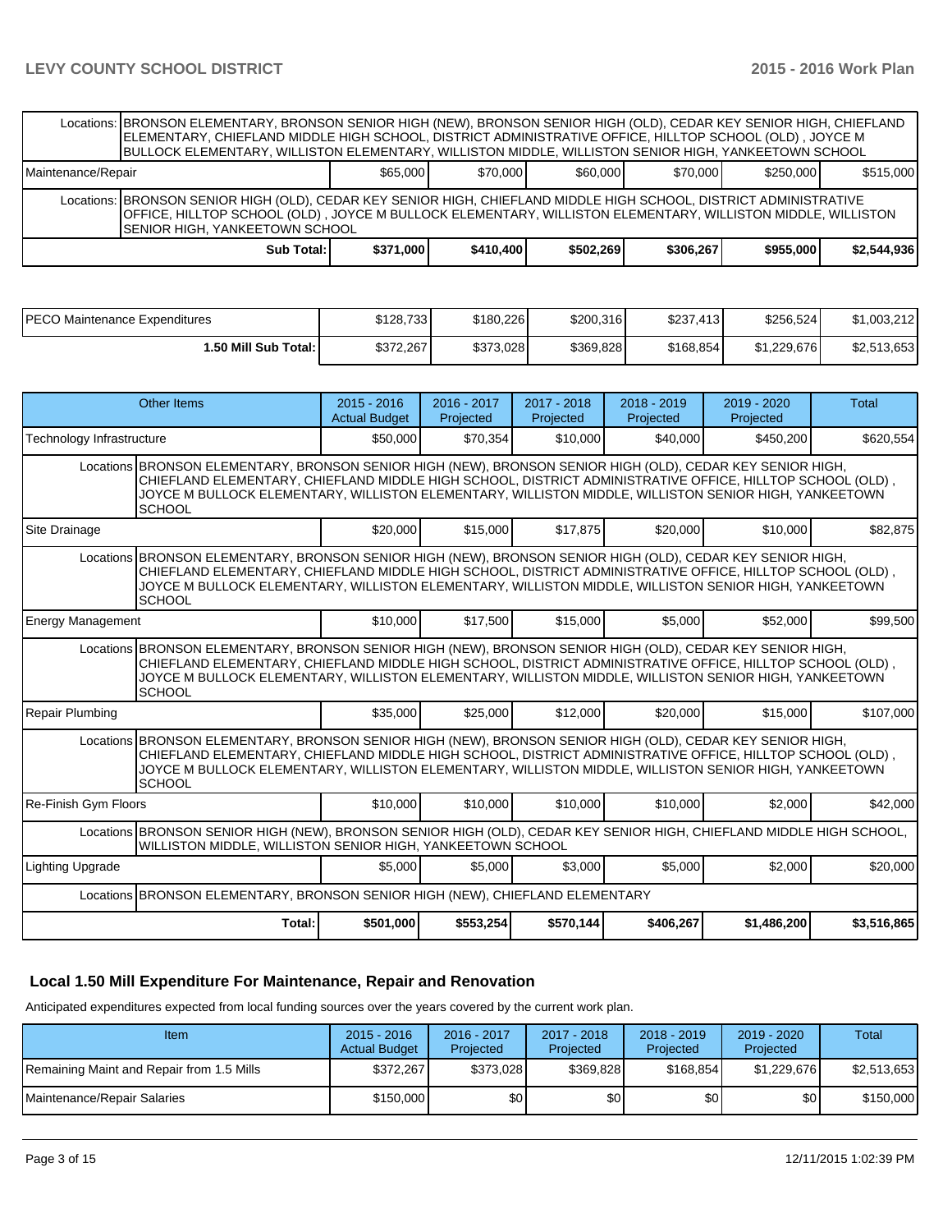| | | | | | | |
|---|---|---|---|---|---|---|
| Locations: BRONSON ELEMENTARY, BRONSON SENIOR HIGH (NEW), BRONSON SENIOR HIGH (OLD), CEDAR KEY SENIOR HIGH, CHIEFLAND ELEMENTARY, CHIEFLAND MIDDLE HIGH SCHOOL, DISTRICT ADMINISTRATIVE OFFICE, HILLTOP SCHOOL (OLD) , JOYCE M BULLOCK ELEMENTARY, WILLISTON ELEMENTARY, WILLISTON MIDDLE, WILLISTON SENIOR HIGH, YANKEETOWN SCHOOL | | | | | | |
| Maintenance/Repair | $65,000 | $70,000 | $60,000 | $70,000 | $250,000 | $515,000 |
| Locations: BRONSON SENIOR HIGH (OLD), CEDAR KEY SENIOR HIGH, CHIEFLAND MIDDLE HIGH SCHOOL, DISTRICT ADMINISTRATIVE OFFICE, HILLTOP SCHOOL (OLD) , JOYCE M BULLOCK ELEMENTARY, WILLISTON ELEMENTARY, WILLISTON MIDDLE, WILLISTON SENIOR HIGH, YANKEETOWN SCHOOL | | | | | | |
| **Sub Total:** | **$371,000** | **$410,400** | **$502,269** | **$306,267** | **$955,000** | **$2,544,936** |

| | | | | | | |
|---|---|---|---|---|---|---|
| PECO Maintenance Expenditures | $128,733 | $180,226 | $200,316 | $237,413 | $256,524 | $1,003,212 |
| **1.50 Mill Sub Total:** | $372,267 | $373,028 | $369,828 | $168,854 | $1,229,676 | $2,513,653 |

| Other Items | 2015 - 2016 Actual Budget | 2016 - 2017 Projected | 2017 - 2018 Projected | 2018 - 2019 Projected | 2019 - 2020 Projected | Total |
|---|---|---|---|---|---|---|
| Technology Infrastructure | $50,000 | $70,354 | $10,000 | $40,000 | $450,200 | $620,554 |
| Locations BRONSON ELEMENTARY, BRONSON SENIOR HIGH (NEW), BRONSON SENIOR HIGH (OLD), CEDAR KEY SENIOR HIGH, CHIEFLAND ELEMENTARY, CHIEFLAND MIDDLE HIGH SCHOOL, DISTRICT ADMINISTRATIVE OFFICE, HILLTOP SCHOOL (OLD) , JOYCE M BULLOCK ELEMENTARY, WILLISTON ELEMENTARY, WILLISTON MIDDLE, WILLISTON SENIOR HIGH, YANKEETOWN SCHOOL | | | | | | |
| Site Drainage | $20,000 | $15,000 | $17,875 | $20,000 | $10,000 | $82,875 |
| Locations BRONSON ELEMENTARY, BRONSON SENIOR HIGH (NEW), BRONSON SENIOR HIGH (OLD), CEDAR KEY SENIOR HIGH, CHIEFLAND ELEMENTARY, CHIEFLAND MIDDLE HIGH SCHOOL, DISTRICT ADMINISTRATIVE OFFICE, HILLTOP SCHOOL (OLD) , JOYCE M BULLOCK ELEMENTARY, WILLISTON ELEMENTARY, WILLISTON MIDDLE, WILLISTON SENIOR HIGH, YANKEETOWN SCHOOL | | | | | | |
| Energy Management | $10,000 | $17,500 | $15,000 | $5,000 | $52,000 | $99,500 |
| Locations BRONSON ELEMENTARY, BRONSON SENIOR HIGH (NEW), BRONSON SENIOR HIGH (OLD), CEDAR KEY SENIOR HIGH, CHIEFLAND ELEMENTARY, CHIEFLAND MIDDLE HIGH SCHOOL, DISTRICT ADMINISTRATIVE OFFICE, HILLTOP SCHOOL (OLD) , JOYCE M BULLOCK ELEMENTARY, WILLISTON ELEMENTARY, WILLISTON MIDDLE, WILLISTON SENIOR HIGH, YANKEETOWN SCHOOL | | | | | | |
| Repair Plumbing | $35,000 | $25,000 | $12,000 | $20,000 | $15,000 | $107,000 |
| Locations BRONSON ELEMENTARY, BRONSON SENIOR HIGH (NEW), BRONSON SENIOR HIGH (OLD), CEDAR KEY SENIOR HIGH, CHIEFLAND ELEMENTARY, CHIEFLAND MIDDLE HIGH SCHOOL, DISTRICT ADMINISTRATIVE OFFICE, HILLTOP SCHOOL (OLD) , JOYCE M BULLOCK ELEMENTARY, WILLISTON ELEMENTARY, WILLISTON MIDDLE, WILLISTON SENIOR HIGH, YANKEETOWN SCHOOL | | | | | | |
| Re-Finish Gym Floors | $10,000 | $10,000 | $10,000 | $10,000 | $2,000 | $42,000 |
| Locations BRONSON SENIOR HIGH (NEW), BRONSON SENIOR HIGH (OLD), CEDAR KEY SENIOR HIGH, CHIEFLAND MIDDLE HIGH SCHOOL, WILLISTON MIDDLE, WILLISTON SENIOR HIGH, YANKEETOWN SCHOOL | | | | | | |
| Lighting Upgrade | $5,000 | $5,000 | $3,000 | $5,000 | $2,000 | $20,000 |
| Locations BRONSON ELEMENTARY, BRONSON SENIOR HIGH (NEW), CHIEFLAND ELEMENTARY | | | | | | |
| **Total:** | **$501,000** | **$553,254** | **$570,144** | **$406,267** | **$1,486,200** | **$3,516,865** |

## Local 1.50 Mill Expenditure For Maintenance, Repair and Renovation

Anticipated expenditures expected from local funding sources over the years covered by the current work plan.

| Item | 2015 - 2016 Actual Budget | 2016 - 2017 Projected | 2017 - 2018 Projected | 2018 - 2019 Projected | 2019 - 2020 Projected | Total |
|---|---|---|---|---|---|---|
| Remaining Maint and Repair from 1.5 Mills | $372,267 | $373,028 | $369,828 | $168,854 | $1,229,676 | $2,513,653 |
| Maintenance/Repair Salaries | $150,000 | $0 | $0 | $0 | $0 | $150,000 |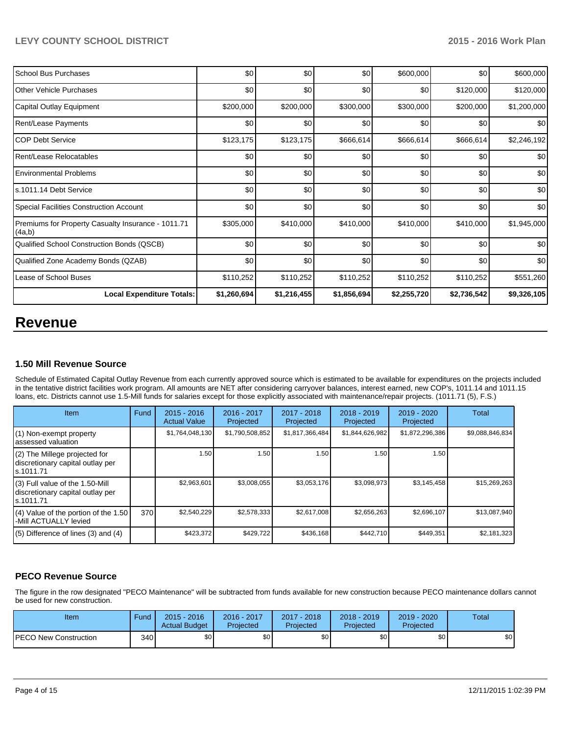| | | | | | | |
|---|---|---|---|---|---|---|
| School Bus Purchases | $0 | $0 | $0 | $600,000 | $0 | $600,000 |
| Other Vehicle Purchases | $0 | $0 | $0 | $0 | $120,000 | $120,000 |
| Capital Outlay Equipment | $200,000 | $200,000 | $300,000 | $300,000 | $200,000 | $1,200,000 |
| Rent/Lease Payments | $0 | $0 | $0 | $0 | $0 | $0 |
| COP Debt Service | $123,175 | $123,175 | $666,614 | $666,614 | $666,614 | $2,246,192 |
| Rent/Lease Relocatables | $0 | $0 | $0 | $0 | $0 | $0 |
| Environmental Problems | $0 | $0 | $0 | $0 | $0 | $0 |
| s.1011.14 Debt Service | $0 | $0 | $0 | $0 | $0 | $0 |
| Special Facilities Construction Account | $0 | $0 | $0 | $0 | $0 | $0 |
| Premiums for Property Casualty Insurance - 1011.71 (4a,b) | $305,000 | $410,000 | $410,000 | $410,000 | $410,000 | $1,945,000 |
| Qualified School Construction Bonds (QSCB) | $0 | $0 | $0 | $0 | $0 | $0 |
| Qualified Zone Academy Bonds (QZAB) | $0 | $0 | $0 | $0 | $0 | $0 |
| Lease of School Buses | $110,252 | $110,252 | $110,252 | $110,252 | $110,252 | $551,260 |
| **Local Expenditure Totals:** | **$1,260,694** | **$1,216,455** | **$1,856,694** | **$2,255,720** | **$2,736,542** | **$9,326,105** |

# Revenue

### 1.50 Mill Revenue Source

Schedule of Estimated Capital Outlay Revenue from each currently approved source which is estimated to be available for expenditures on the projects included in the tentative district facilities work program. All amounts are NET after considering carryover balances, interest earned, new COP's, 1011.14 and 1011.15 loans, etc. Districts cannot use 1.5-Mill funds for salaries except for those explicitly associated with maintenance/repair projects. (1011.71 (5), F.S.)

| Item | Fund | 2015 - 2016 Actual Value | 2016 - 2017 Projected | 2017 - 2018 Projected | 2018 - 2019 Projected | 2019 - 2020 Projected | Total |
|---|---|---|---|---|---|---|---|
| (1) Non-exempt property assessed valuation | | $1,764,048,130 | $1,790,508,852 | $1,817,366,484 | $1,844,626,982 | $1,872,296,386 | $9,088,846,834 |
| (2) The Millege projected for discretionary capital outlay per s.1011.71 | | 1.50 | 1.50 | 1.50 | 1.50 | 1.50 | |
| (3) Full value of the 1.50-Mill discretionary capital outlay per s.1011.71 | | $2,963,601 | $3,008,055 | $3,053,176 | $3,098,973 | $3,145,458 | $15,269,263 |
| (4) Value of the portion of the 1.50 -Mill ACTUALLY levied | 370 | $2,540,229 | $2,578,333 | $2,617,008 | $2,656,263 | $2,696,107 | $13,087,940 |
| (5) Difference of lines (3) and (4) | | $423,372 | $429,722 | $436,168 | $442,710 | $449,351 | $2,181,323 |

### PECO Revenue Source

The figure in the row designated "PECO Maintenance" will be subtracted from funds available for new construction because PECO maintenance dollars cannot be used for new construction.

| Item | Fund | 2015 - 2016 Actual Budget | 2016 - 2017 Projected | 2017 - 2018 Projected | 2018 - 2019 Projected | 2019 - 2020 Projected | Total |
|---|---|---|---|---|---|---|---|
| PECO New Construction | 340 | $0 | $0 | $0 | $0 | $0 | $0 |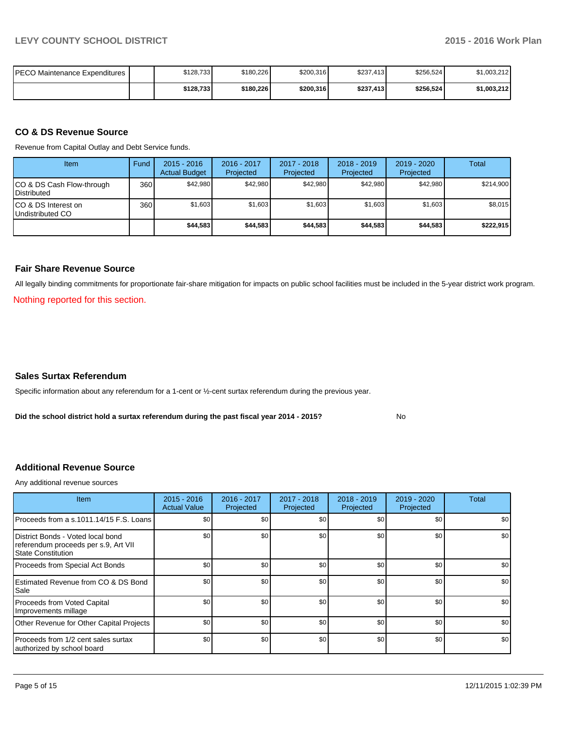| PECO Maintenance Expenditures | | $128,733 | $180,226 | $200,316 | $237,413 | $256,524 | $1,003,212 |
|---|---|---|---|---|---|---|---|
| | | **$128,733** | **$180,226** | **$200,316** | **$237,413** | **$256,524** | **$1,003,212** |

## CO & DS Revenue Source

Revenue from Capital Outlay and Debt Service funds.

| Item | Fund | 2015 - 2016 Actual Budget | 2016 - 2017 Projected | 2017 - 2018 Projected | 2018 - 2019 Projected | 2019 - 2020 Projected | Total |
|---|---|---|---|---|---|---|---|
| CO & DS Cash Flow-through Distributed | 360 | $42,980 | $42,980 | $42,980 | $42,980 | $42,980 | $214,900 |
| CO & DS Interest on Undistributed CO | 360 | $1,603 | $1,603 | $1,603 | $1,603 | $1,603 | $8,015 |
| | | **$44,583** | **$44,583** | **$44,583** | **$44,583** | **$44,583** | **$222,915** |

## Fair Share Revenue Source

All legally binding commitments for proportionate fair-share mitigation for impacts on public school facilities must be included in the 5-year district work program.

Nothing reported for this section.

## Sales Surtax Referendum

Specific information about any referendum for a 1-cent or ½-cent surtax referendum during the previous year.

**Did the school district hold a surtax referendum during the past fiscal year 2014 - 2015?** No

## Additional Revenue Source

Any additional revenue sources

| Item | 2015 - 2016 Actual Value | 2016 - 2017 Projected | 2017 - 2018 Projected | 2018 - 2019 Projected | 2019 - 2020 Projected | Total |
|---|---|---|---|---|---|---|
| Proceeds from a s.1011.14/15 F.S. Loans | $0 | $0 | $0 | $0 | $0 | $0 |
| District Bonds - Voted local bond referendum proceeds per s.9, Art VII State Constitution | $0 | $0 | $0 | $0 | $0 | $0 |
| Proceeds from Special Act Bonds | $0 | $0 | $0 | $0 | $0 | $0 |
| Estimated Revenue from CO & DS Bond Sale | $0 | $0 | $0 | $0 | $0 | $0 |
| Proceeds from Voted Capital Improvements millage | $0 | $0 | $0 | $0 | $0 | $0 |
| Other Revenue for Other Capital Projects | $0 | $0 | $0 | $0 | $0 | $0 |
| Proceeds from 1/2 cent sales surtax authorized by school board | $0 | $0 | $0 | $0 | $0 | $0 |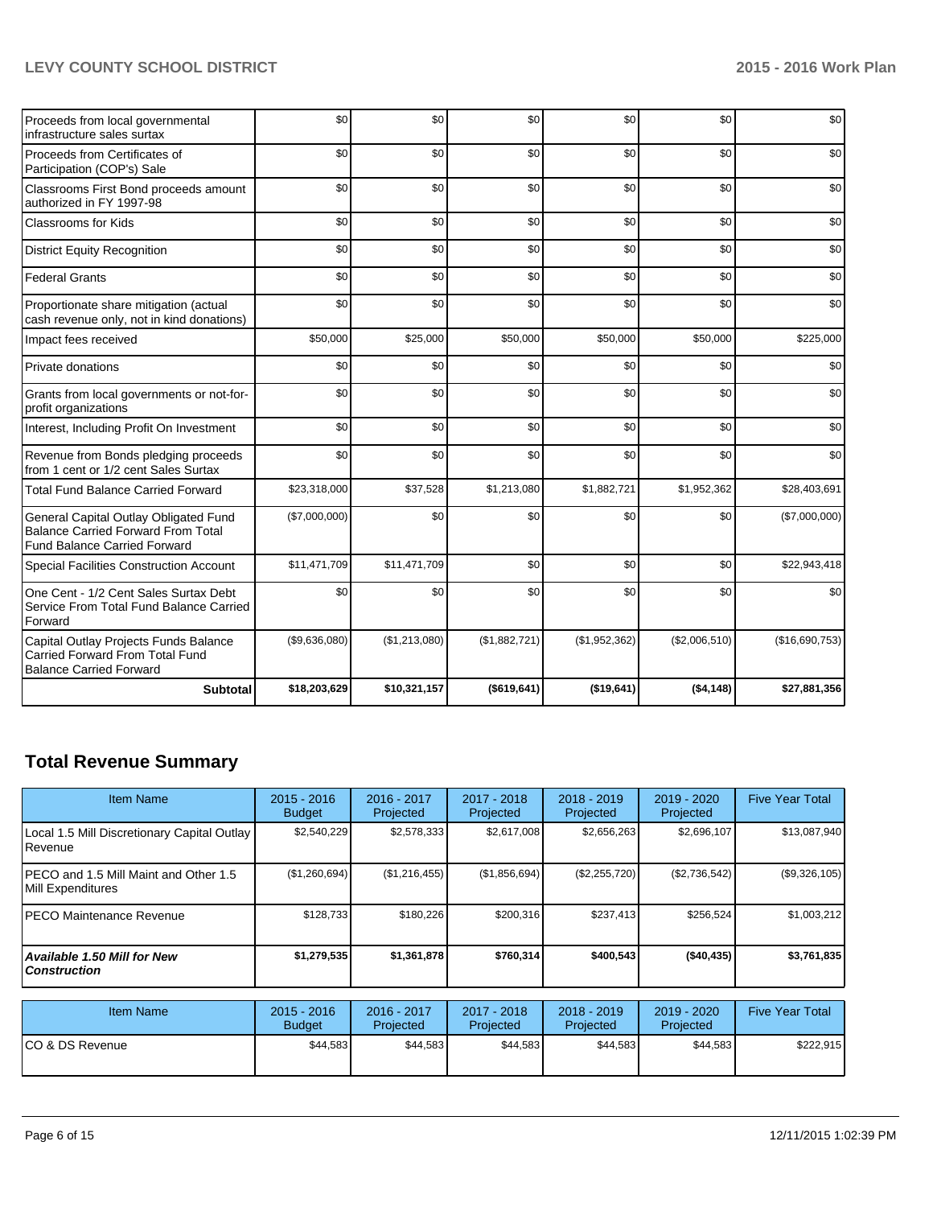| | | | | | | |
|---|---|---|---|---|---|---|
| Proceeds from local governmental infrastructure sales surtax | $0 | $0 | $0 | $0 | $0 | $0 |
| Proceeds from Certificates of Participation (COP's) Sale | $0 | $0 | $0 | $0 | $0 | $0 |
| Classrooms First Bond proceeds amount authorized in FY 1997-98 | $0 | $0 | $0 | $0 | $0 | $0 |
| Classrooms for Kids | $0 | $0 | $0 | $0 | $0 | $0 |
| District Equity Recognition | $0 | $0 | $0 | $0 | $0 | $0 |
| Federal Grants | $0 | $0 | $0 | $0 | $0 | $0 |
| Proportionate share mitigation (actual cash revenue only, not in kind donations) | $0 | $0 | $0 | $0 | $0 | $0 |
| Impact fees received | $50,000 | $25,000 | $50,000 | $50,000 | $50,000 | $225,000 |
| Private donations | $0 | $0 | $0 | $0 | $0 | $0 |
| Grants from local governments or not-for-profit organizations | $0 | $0 | $0 | $0 | $0 | $0 |
| Interest, Including Profit On Investment | $0 | $0 | $0 | $0 | $0 | $0 |
| Revenue from Bonds pledging proceeds from 1 cent or 1/2 cent Sales Surtax | $0 | $0 | $0 | $0 | $0 | $0 |
| Total Fund Balance Carried Forward | $23,318,000 | $37,528 | $1,213,080 | $1,882,721 | $1,952,362 | $28,403,691 |
| General Capital Outlay Obligated Fund Balance Carried Forward From Total Fund Balance Carried Forward | ($7,000,000) | $0 | $0 | $0 | $0 | ($7,000,000) |
| Special Facilities Construction Account | $11,471,709 | $11,471,709 | $0 | $0 | $0 | $22,943,418 |
| One Cent - 1/2 Cent Sales Surtax Debt Service From Total Fund Balance Carried Forward | $0 | $0 | $0 | $0 | $0 | $0 |
| Capital Outlay Projects Funds Balance Carried Forward From Total Fund Balance Carried Forward | ($9,636,080) | ($1,213,080) | ($1,882,721) | ($1,952,362) | ($2,006,510) | ($16,690,753) |
| **Subtotal** | **$18,203,629** | **$10,321,157** | **($619,641)** | **($19,641)** | **($4,148)** | **$27,881,356** |

## Total Revenue Summary

| Item Name | 2015 - 2016 Budget | 2016 - 2017 Projected | 2017 - 2018 Projected | 2018 - 2019 Projected | 2019 - 2020 Projected | Five Year Total |
|---|---|---|---|---|---|---|
| Local 1.5 Mill Discretionary Capital Outlay Revenue | $2,540,229 | $2,578,333 | $2,617,008 | $2,656,263 | $2,696,107 | $13,087,940 |
| PECO and 1.5 Mill Maint and Other 1.5 Mill Expenditures | ($1,260,694) | ($1,216,455) | ($1,856,694) | ($2,255,720) | ($2,736,542) | ($9,326,105) |
| PECO Maintenance Revenue | $128,733 | $180,226 | $200,316 | $237,413 | $256,524 | $1,003,212 |
| ***Available 1.50 Mill for New Construction*** | **$1,279,535** | **$1,361,878** | **$760,314** | **$400,543** | **($40,435)** | **$3,761,835** |

| Item Name | 2015 - 2016 Budget | 2016 - 2017 Projected | 2017 - 2018 Projected | 2018 - 2019 Projected | 2019 - 2020 Projected | Five Year Total |
|---|---|---|---|---|---|---|
| CO & DS Revenue | $44,583 | $44,583 | $44,583 | $44,583 | $44,583 | $222,915 |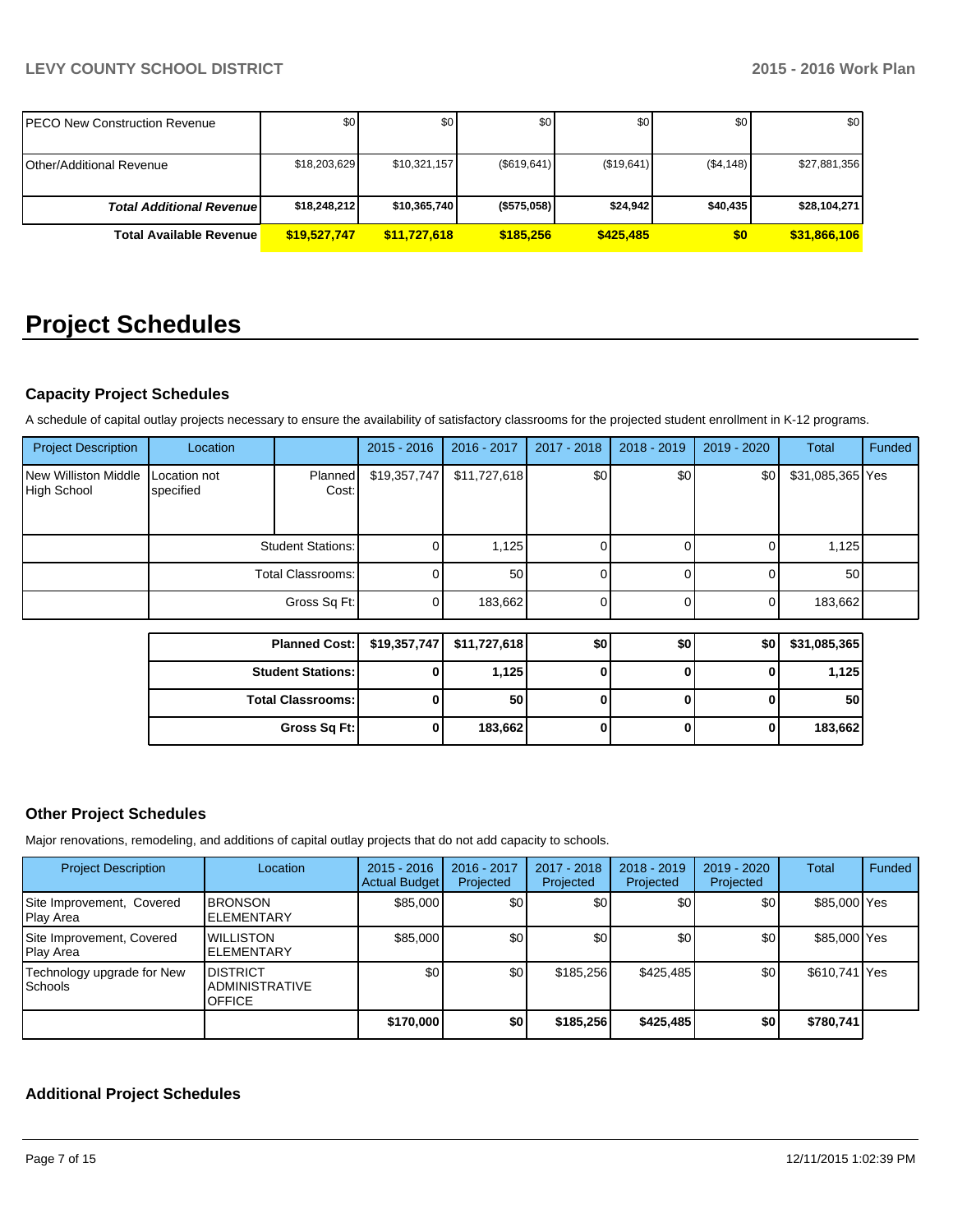| | | | | | | |
|---|---|---|---|---|---|---|
| PECO New Construction Revenue | $0 | $0 | $0 | $0 | $0 | $0 |
| Other/Additional Revenue | $18,203,629 | $10,321,157 | ($619,641) | ($19,641) | ($4,148) | $27,881,356 |
| ***Total Additional Revenue*** | **$18,248,212** | **$10,365,740** | **($575,058)** | **$24,942** | **$40,435** | **$28,104,271** |
| **Total Available Revenue** | **$19,527,747** | **$11,727,618** | **$185,256** | **$425,485** | **$0** | **$31,866,106** |

# Project Schedules

### Capacity Project Schedules

A schedule of capital outlay projects necessary to ensure the availability of satisfactory classrooms for the projected student enrollment in K-12 programs.

| Project Description | Location | | 2015 - 2016 | 2016 - 2017 | 2017 - 2018 | 2018 - 2019 | 2019 - 2020 | Total | Funded |
|---|---|---|---|---|---|---|---|---|---|
| New Williston Middle High School | Location not specified | Planned Cost: | $19,357,747 | $11,727,618 | $0 | $0 | $0 | $31,085,365 | Yes |
| | | Student Stations: | 0 | 1,125 | 0 | 0 | 0 | 1,125 | |
| | | Total Classrooms: | 0 | 50 | 0 | 0 | 0 | 50 | |
| | | Gross Sq Ft: | 0 | 183,662 | 0 | 0 | 0 | 183,662 | |

| | | | | | | |
|---|---|---|---|---|---|---|
| **Planned Cost:** | **$19,357,747** | **$11,727,618** | **$0** | **$0** | **$0** | **$31,085,365** |
| **Student Stations:** | **0** | **1,125** | **0** | **0** | **0** | **1,125** |
| **Total Classrooms:** | **0** | **50** | **0** | **0** | **0** | **50** |
| **Gross Sq Ft:** | **0** | **183,662** | **0** | **0** | **0** | **183,662** |

### Other Project Schedules

Major renovations, remodeling, and additions of capital outlay projects that do not add capacity to schools.

| Project Description | Location | 2015 - 2016 Actual Budget | 2016 - 2017 Projected | 2017 - 2018 Projected | 2018 - 2019 Projected | 2019 - 2020 Projected | Total | Funded |
|---|---|---|---|---|---|---|---|---|
| Site Improvement, Covered Play Area | BRONSON ELEMENTARY | $85,000 | $0 | $0 | $0 | $0 | $85,000 | Yes |
| Site Improvement, Covered Play Area | WILLISTON ELEMENTARY | $85,000 | $0 | $0 | $0 | $0 | $85,000 | Yes |
| Technology upgrade for New Schools | DISTRICT ADMINISTRATIVE OFFICE | $0 | $0 | $185,256 | $425,485 | $0 | $610,741 | Yes |
| | | **$170,000** | **$0** | **$185,256** | **$425,485** | **$0** | **$780,741** | |

### Additional Project Schedules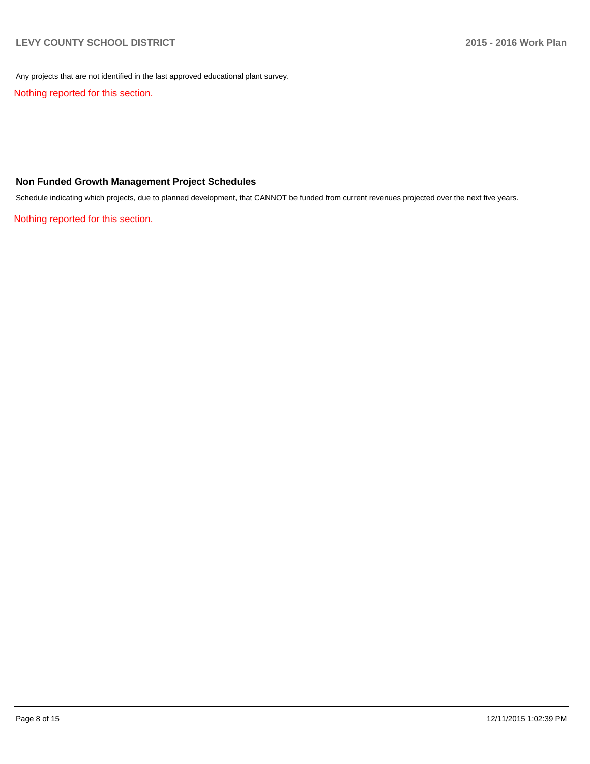Any projects that are not identified in the last approved educational plant survey.

Nothing reported for this section.

### Non Funded Growth Management Project Schedules

Schedule indicating which projects, due to planned development, that CANNOT be funded from current revenues projected over the next five years.

Nothing reported for this section.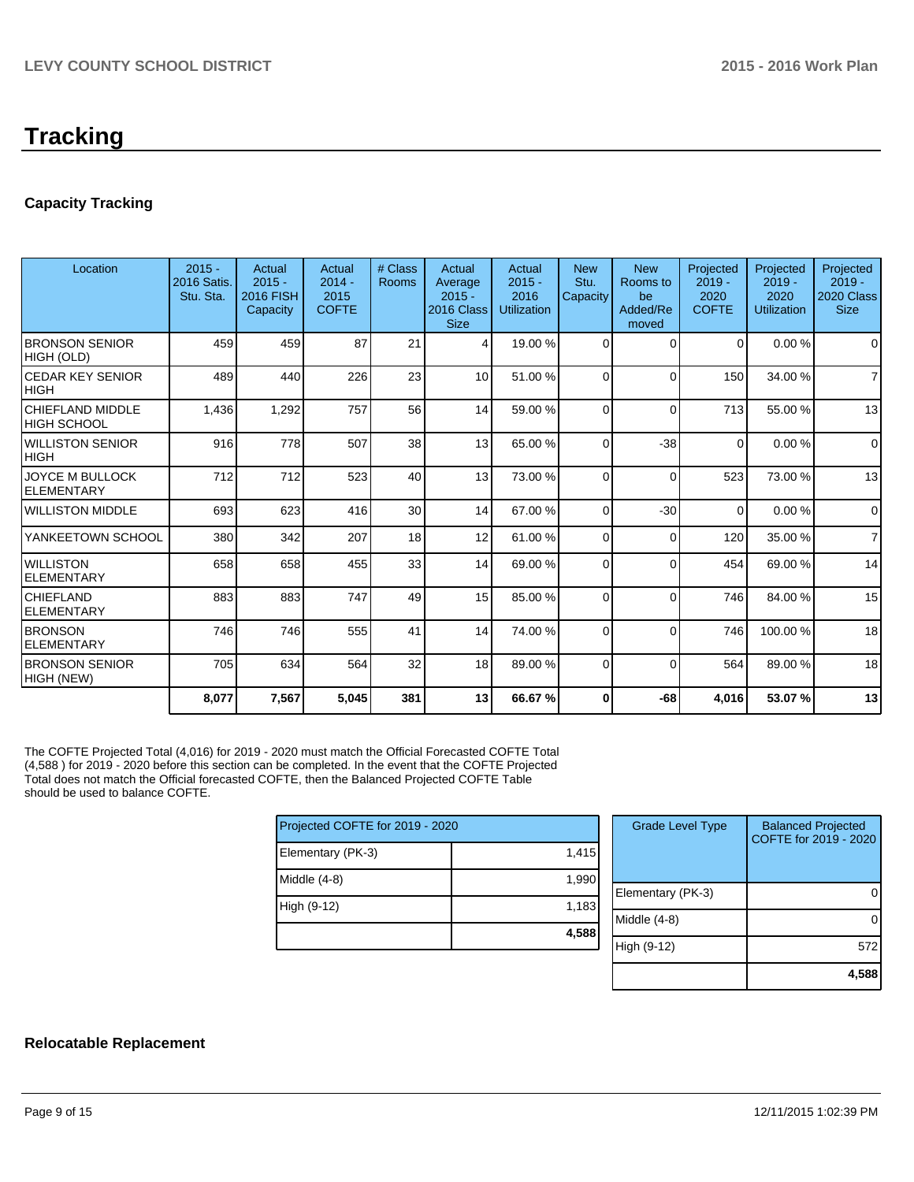# Tracking

## Capacity Tracking

| Location | 2015 - 2016 Satis. Stu. Sta. | Actual 2015 - 2016 FISH Capacity | Actual 2014 - 2015 COFTE | # Class Rooms | Actual Average 2015 - 2016 Class Size | Actual 2015 - 2016 Utilization | New Stu. Capacity | New Rooms to be Added/Removed | Projected 2019 - 2020 COFTE | Projected 2019 - 2020 Utilization | Projected 2019 - 2020 Class Size |
|---|---|---|---|---|---|---|---|---|---|---|---|
| BRONSON SENIOR HIGH (OLD) | 459 | 459 | 87 | 21 | 4 | 19.00 % | 0 | 0 | 0 | 0.00 % | 0 |
| CEDAR KEY SENIOR HIGH | 489 | 440 | 226 | 23 | 10 | 51.00 % | 0 | 0 | 150 | 34.00 % | 7 |
| CHIEFLAND MIDDLE HIGH SCHOOL | 1,436 | 1,292 | 757 | 56 | 14 | 59.00 % | 0 | 0 | 713 | 55.00 % | 13 |
| WILLISTON SENIOR HIGH | 916 | 778 | 507 | 38 | 13 | 65.00 % | 0 | -38 | 0 | 0.00 % | 0 |
| JOYCE M BULLOCK ELEMENTARY | 712 | 712 | 523 | 40 | 13 | 73.00 % | 0 | 0 | 523 | 73.00 % | 13 |
| WILLISTON MIDDLE | 693 | 623 | 416 | 30 | 14 | 67.00 % | 0 | -30 | 0 | 0.00 % | 0 |
| YANKEETOWN SCHOOL | 380 | 342 | 207 | 18 | 12 | 61.00 % | 0 | 0 | 120 | 35.00 % | 7 |
| WILLISTON ELEMENTARY | 658 | 658 | 455 | 33 | 14 | 69.00 % | 0 | 0 | 454 | 69.00 % | 14 |
| CHIEFLAND ELEMENTARY | 883 | 883 | 747 | 49 | 15 | 85.00 % | 0 | 0 | 746 | 84.00 % | 15 |
| BRONSON ELEMENTARY | 746 | 746 | 555 | 41 | 14 | 74.00 % | 0 | 0 | 746 | 100.00 % | 18 |
| BRONSON SENIOR HIGH (NEW) | 705 | 634 | 564 | 32 | 18 | 89.00 % | 0 | 0 | 564 | 89.00 % | 18 |
| | **8,077** | **7,567** | **5,045** | **381** | **13** | **66.67 %** | **0** | **-68** | **4,016** | **53.07 %** | **13** |

The COFTE Projected Total (4,016) for 2019 - 2020 must match the Official Forecasted COFTE Total (4,588 ) for 2019 - 2020 before this section can be completed. In the event that the COFTE Projected Total does not match the Official forecasted COFTE, then the Balanced Projected COFTE Table should be used to balance COFTE.

| Projected COFTE for 2019 - 2020 | |
|---|---|
| Elementary (PK-3) | 1,415 |
| Middle (4-8) | 1,990 |
| High (9-12) | 1,183 |
| | **4,588** |

| Grade Level Type | Balanced Projected COFTE for 2019 - 2020 |
|---|---|
| Elementary (PK-3) | 0 |
| Middle (4-8) | 0 |
| High (9-12) | 572 |
| | **4,588** |

## Relocatable Replacement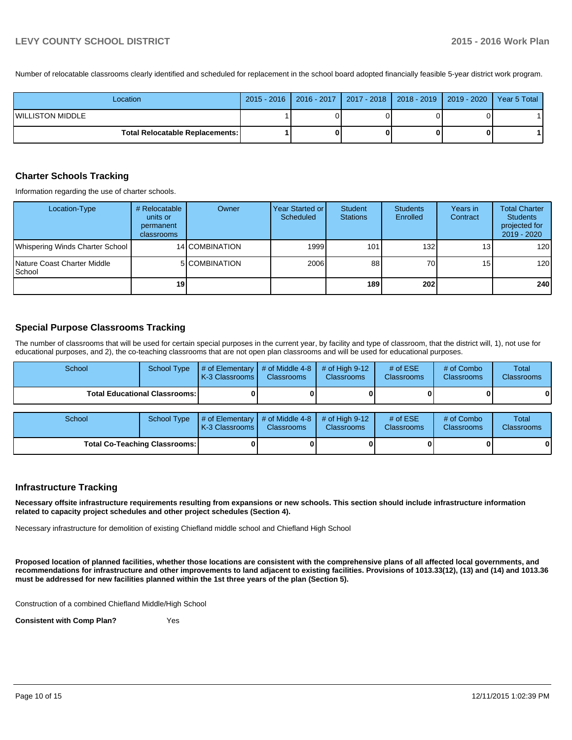Number of relocatable classrooms clearly identified and scheduled for replacement in the school board adopted financially feasible 5-year district work program.

| Location | 2015 - 2016 | 2016 - 2017 | 2017 - 2018 | 2018 - 2019 | 2019 - 2020 | Year 5 Total |
|---|---|---|---|---|---|---|
| WILLISTON MIDDLE | 1 | 0 | 0 | 0 | 0 | 1 |
| **Total Relocatable Replacements:** | **1** | **0** | **0** | **0** | **0** | **1** |

## Charter Schools Tracking

Information regarding the use of charter schools.

| Location-Type | # Relocatable units or permanent classrooms | Owner | Year Started or Scheduled | Student Stations | Students Enrolled | Years in Contract | Total Charter Students projected for 2019 - 2020 |
|---|---|---|---|---|---|---|---|
| Whispering Winds Charter School | 14 | COMBINATION | 1999 | 101 | 132 | 13 | 120 |
| Nature Coast Charter Middle School | 5 | COMBINATION | 2006 | 88 | 70 | 15 | 120 |
| | **19** | | | **189** | **202** | | **240** |

## Special Purpose Classrooms Tracking

The number of classrooms that will be used for certain special purposes in the current year, by facility and type of classroom, that the district will, 1), not use for educational purposes, and 2), the co-teaching classrooms that are not open plan classrooms and will be used for educational purposes.

| School | School Type | # of Elementary K-3 Classrooms | # of Middle 4-8 Classrooms | # of High 9-12 Classrooms | # of ESE Classrooms | # of Combo Classrooms | Total Classrooms |
|---|---|---|---|---|---|---|---|
| **Total Educational Classrooms:** | | **0** | **0** | **0** | **0** | **0** | **0** |

| School | School Type | # of Elementary K-3 Classrooms | # of Middle 4-8 Classrooms | # of High 9-12 Classrooms | # of ESE Classrooms | # of Combo Classrooms | Total Classrooms |
|---|---|---|---|---|---|---|---|
| **Total Co-Teaching Classrooms:** | | **0** | **0** | **0** | **0** | **0** | **0** |

## Infrastructure Tracking

**Necessary offsite infrastructure requirements resulting from expansions or new schools. This section should include infrastructure information related to capacity project schedules and other project schedules (Section 4).**

Necessary infrastructure for demolition of existing Chiefland middle school and Chiefland High School

**Proposed location of planned facilities, whether those locations are consistent with the comprehensive plans of all affected local governments, and recommendations for infrastructure and other improvements to land adjacent to existing facilities. Provisions of 1013.33(12), (13) and (14) and 1013.36 must be addressed for new facilities planned within the 1st three years of the plan (Section 5).**

Construction of a combined Chiefland Middle/High School

**Consistent with Comp Plan?** Yes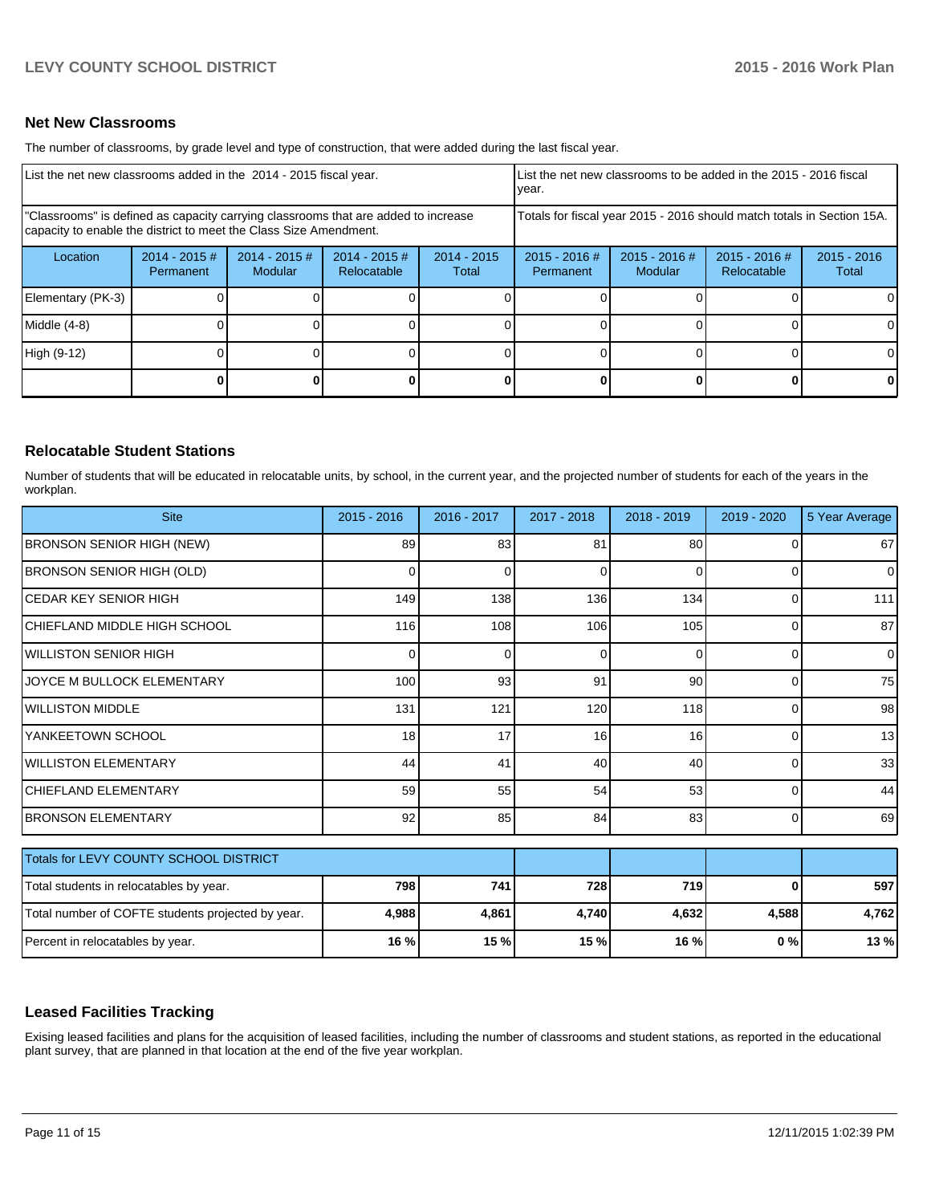## Net New Classrooms

The number of classrooms, by grade level and type of construction, that were added during the last fiscal year.

| List the net new classrooms added in the 2014 - 2015 fiscal year. | | | | | List the net new classrooms to be added in the 2015 - 2016 fiscal year. | | | |
|---|---|---|---|---|---|---|---|---|
| "Classrooms" is defined as capacity carrying classrooms that are added to increase capacity to enable the district to meet the Class Size Amendment. | | | | | Totals for fiscal year 2015 - 2016 should match totals in Section 15A. | | | |
| Location | 2014 - 2015 # Permanent | 2014 - 2015 # Modular | 2014 - 2015 # Relocatable | 2014 - 2015 Total | 2015 - 2016 # Permanent | 2015 - 2016 # Modular | 2015 - 2016 # Relocatable | 2015 - 2016 Total |
| Elementary (PK-3) | 0 | 0 | 0 | 0 | 0 | 0 | 0 | 0 |
| Middle (4-8) | 0 | 0 | 0 | 0 | 0 | 0 | 0 | 0 |
| High (9-12) | 0 | 0 | 0 | 0 | 0 | 0 | 0 | 0 |
| | **0** | **0** | **0** | **0** | **0** | **0** | **0** | **0** |

## Relocatable Student Stations

Number of students that will be educated in relocatable units, by school, in the current year, and the projected number of students for each of the years in the workplan.

| Site | 2015 - 2016 | 2016 - 2017 | 2017 - 2018 | 2018 - 2019 | 2019 - 2020 | 5 Year Average |
|---|---|---|---|---|---|---|
| BRONSON SENIOR HIGH (NEW) | 89 | 83 | 81 | 80 | 0 | 67 |
| BRONSON SENIOR HIGH (OLD) | 0 | 0 | 0 | 0 | 0 | 0 |
| CEDAR KEY SENIOR HIGH | 149 | 138 | 136 | 134 | 0 | 111 |
| CHIEFLAND MIDDLE HIGH SCHOOL | 116 | 108 | 106 | 105 | 0 | 87 |
| WILLISTON SENIOR HIGH | 0 | 0 | 0 | 0 | 0 | 0 |
| JOYCE M BULLOCK ELEMENTARY | 100 | 93 | 91 | 90 | 0 | 75 |
| WILLISTON MIDDLE | 131 | 121 | 120 | 118 | 0 | 98 |
| YANKEETOWN SCHOOL | 18 | 17 | 16 | 16 | 0 | 13 |
| WILLISTON ELEMENTARY | 44 | 41 | 40 | 40 | 0 | 33 |
| CHIEFLAND ELEMENTARY | 59 | 55 | 54 | 53 | 0 | 44 |
| BRONSON ELEMENTARY | 92 | 85 | 84 | 83 | 0 | 69 |

| Totals for LEVY COUNTY SCHOOL DISTRICT | | | | | | |
|---|---|---|---|---|---|---|
| Total students in relocatables by year. | **798** | **741** | **728** | **719** | **0** | **597** |
| Total number of COFTE students projected by year. | **4,988** | **4,861** | **4,740** | **4,632** | **4,588** | **4,762** |
| Percent in relocatables by year. | **16 %** | **15 %** | **15 %** | **16 %** | **0 %** | **13 %** |

## Leased Facilities Tracking

Exising leased facilities and plans for the acquisition of leased facilities, including the number of classrooms and student stations, as reported in the educational plant survey, that are planned in that location at the end of the five year workplan.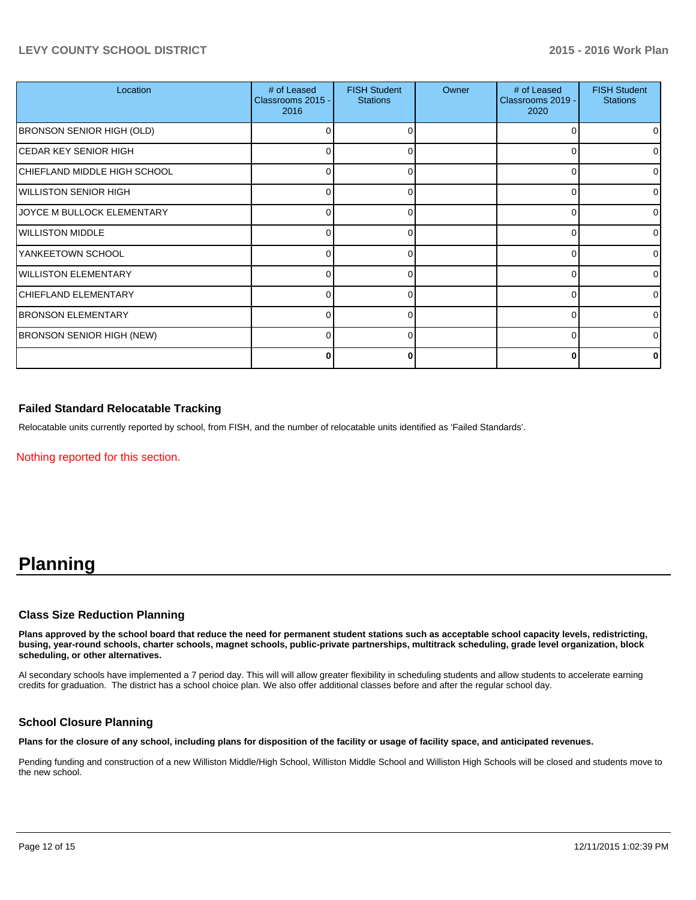| Location | # of Leased Classrooms 2015 - 2016 | FISH Student Stations | Owner | # of Leased Classrooms 2019 - 2020 | FISH Student Stations |
|---|---|---|---|---|---|
| BRONSON SENIOR HIGH (OLD) | 0 | 0 | | 0 | 0 |
| CEDAR KEY SENIOR HIGH | 0 | 0 | | 0 | 0 |
| CHIEFLAND MIDDLE HIGH SCHOOL | 0 | 0 | | 0 | 0 |
| WILLISTON SENIOR HIGH | 0 | 0 | | 0 | 0 |
| JOYCE M BULLOCK ELEMENTARY | 0 | 0 | | 0 | 0 |
| WILLISTON MIDDLE | 0 | 0 | | 0 | 0 |
| YANKEETOWN SCHOOL | 0 | 0 | | 0 | 0 |
| WILLISTON ELEMENTARY | 0 | 0 | | 0 | 0 |
| CHIEFLAND ELEMENTARY | 0 | 0 | | 0 | 0 |
| BRONSON ELEMENTARY | 0 | 0 | | 0 | 0 |
| BRONSON SENIOR HIGH (NEW) | 0 | 0 | | 0 | 0 |
| | **0** | **0** | | **0** | **0** |

### Failed Standard Relocatable Tracking

Relocatable units currently reported by school, from FISH, and the number of relocatable units identified as 'Failed Standards'.

Nothing reported for this section.

# Planning

### Class Size Reduction Planning

**Plans approved by the school board that reduce the need for permanent student stations such as acceptable school capacity levels, redistricting, busing, year-round schools, charter schools, magnet schools, public-private partnerships, multitrack scheduling, grade level organization, block scheduling, or other alternatives.**

Al secondary schools have implemented a 7 period day. This will will allow greater flexibility in scheduling students and allow students to accelerate earning credits for graduation. The district has a school choice plan. We also offer additional classes before and after the regular school day.

### School Closure Planning

**Plans for the closure of any school, including plans for disposition of the facility or usage of facility space, and anticipated revenues.**

Pending funding and construction of a new Williston Middle/High School, Williston Middle School and Williston High Schools will be closed and students move to the new school.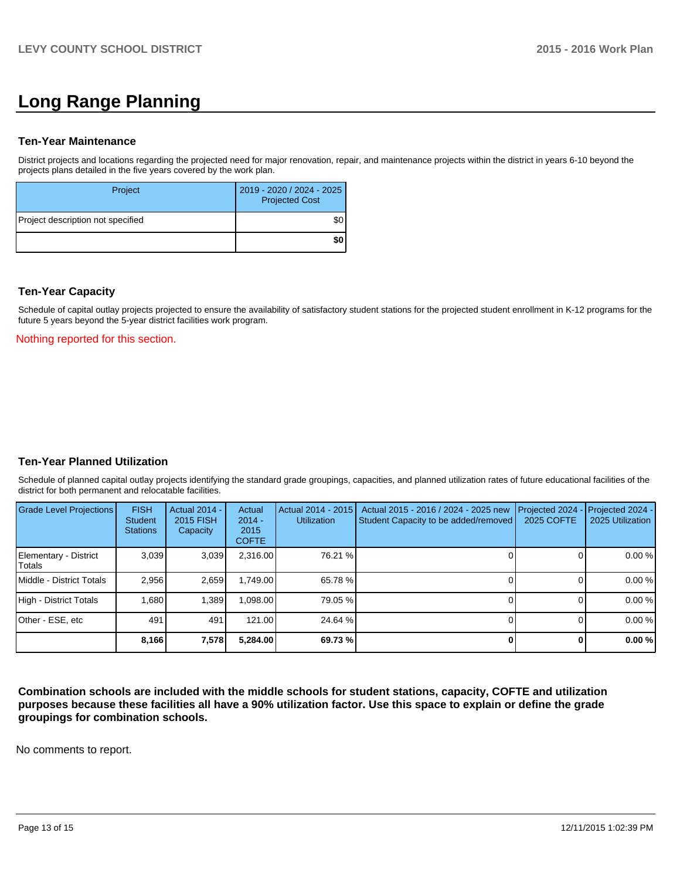# Long Range Planning

### Ten-Year Maintenance

District projects and locations regarding the projected need for major renovation, repair, and maintenance projects within the district in years 6-10 beyond the projects plans detailed in the five years covered by the work plan.

| Project | 2019 - 2020 / 2024 - 2025 Projected Cost |
|---|---|
| Project description not specified | $0 |
| | **$0** |

### Ten-Year Capacity

Schedule of capital outlay projects projected to ensure the availability of satisfactory student stations for the projected student enrollment in K-12 programs for the future 5 years beyond the 5-year district facilities work program.

Nothing reported for this section.

### Ten-Year Planned Utilization

Schedule of planned capital outlay projects identifying the standard grade groupings, capacities, and planned utilization rates of future educational facilities of the district for both permanent and relocatable facilities.

| Grade Level Projections | FISH Student Stations | Actual 2014 - 2015 FISH Capacity | Actual 2014 - 2015 COFTE | Actual 2014 - 2015 Utilization | Actual 2015 - 2016 / 2024 - 2025 new Student Capacity to be added/removed | Projected 2024 - 2025 COFTE | Projected 2024 - 2025 Utilization |
|---|---|---|---|---|---|---|---|
| Elementary - District Totals | 3,039 | 3,039 | 2,316.00 | 76.21 % | 0 | 0 | 0.00 % |
| Middle - District Totals | 2,956 | 2,659 | 1,749.00 | 65.78 % | 0 | 0 | 0.00 % |
| High - District Totals | 1,680 | 1,389 | 1,098.00 | 79.05 % | 0 | 0 | 0.00 % |
| Other - ESE, etc | 491 | 491 | 121.00 | 24.64 % | 0 | 0 | 0.00 % |
| | **8,166** | **7,578** | **5,284.00** | **69.73 %** | **0** | **0** | **0.00 %** |

**Combination schools are included with the middle schools for student stations, capacity, COFTE and utilization purposes because these facilities all have a 90% utilization factor. Use this space to explain or define the grade groupings for combination schools.**

No comments to report.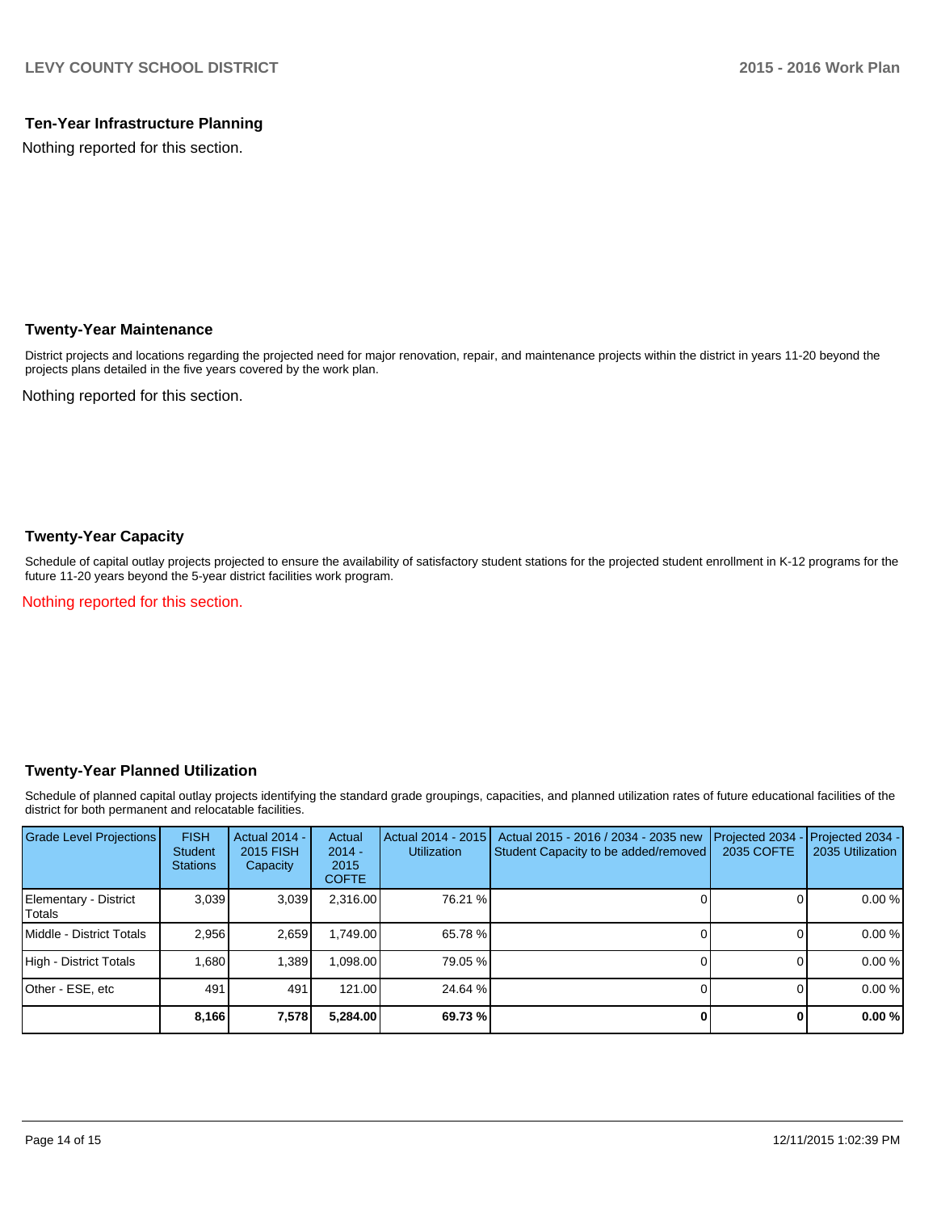### Ten-Year Infrastructure Planning

Nothing reported for this section.

### Twenty-Year Maintenance

District projects and locations regarding the projected need for major renovation, repair, and maintenance projects within the district in years 11-20 beyond the projects plans detailed in the five years covered by the work plan.

Nothing reported for this section.

### Twenty-Year Capacity

Schedule of capital outlay projects projected to ensure the availability of satisfactory student stations for the projected student enrollment in K-12 programs for the future 11-20 years beyond the 5-year district facilities work program.

Nothing reported for this section.

### Twenty-Year Planned Utilization

Schedule of planned capital outlay projects identifying the standard grade groupings, capacities, and planned utilization rates of future educational facilities of the district for both permanent and relocatable facilities.

| Grade Level Projections | FISH Student Stations | Actual 2014 - 2015 FISH Capacity | Actual 2014 - 2015 COFTE | Actual 2014 - 2015 Utilization | Actual 2015 - 2016 / 2034 - 2035 new Student Capacity to be added/removed | Projected 2034 - 2035 COFTE | Projected 2034 - 2035 Utilization |
|---|---|---|---|---|---|---|---|
| Elementary - District Totals | 3,039 | 3,039 | 2,316.00 | 76.21 % | 0 | 0 | 0.00 % |
| Middle - District Totals | 2,956 | 2,659 | 1,749.00 | 65.78 % | 0 | 0 | 0.00 % |
| High - District Totals | 1,680 | 1,389 | 1,098.00 | 79.05 % | 0 | 0 | 0.00 % |
| Other - ESE, etc | 491 | 491 | 121.00 | 24.64 % | 0 | 0 | 0.00 % |
| | **8,166** | **7,578** | **5,284.00** | **69.73 %** | **0** | **0** | **0.00 %** |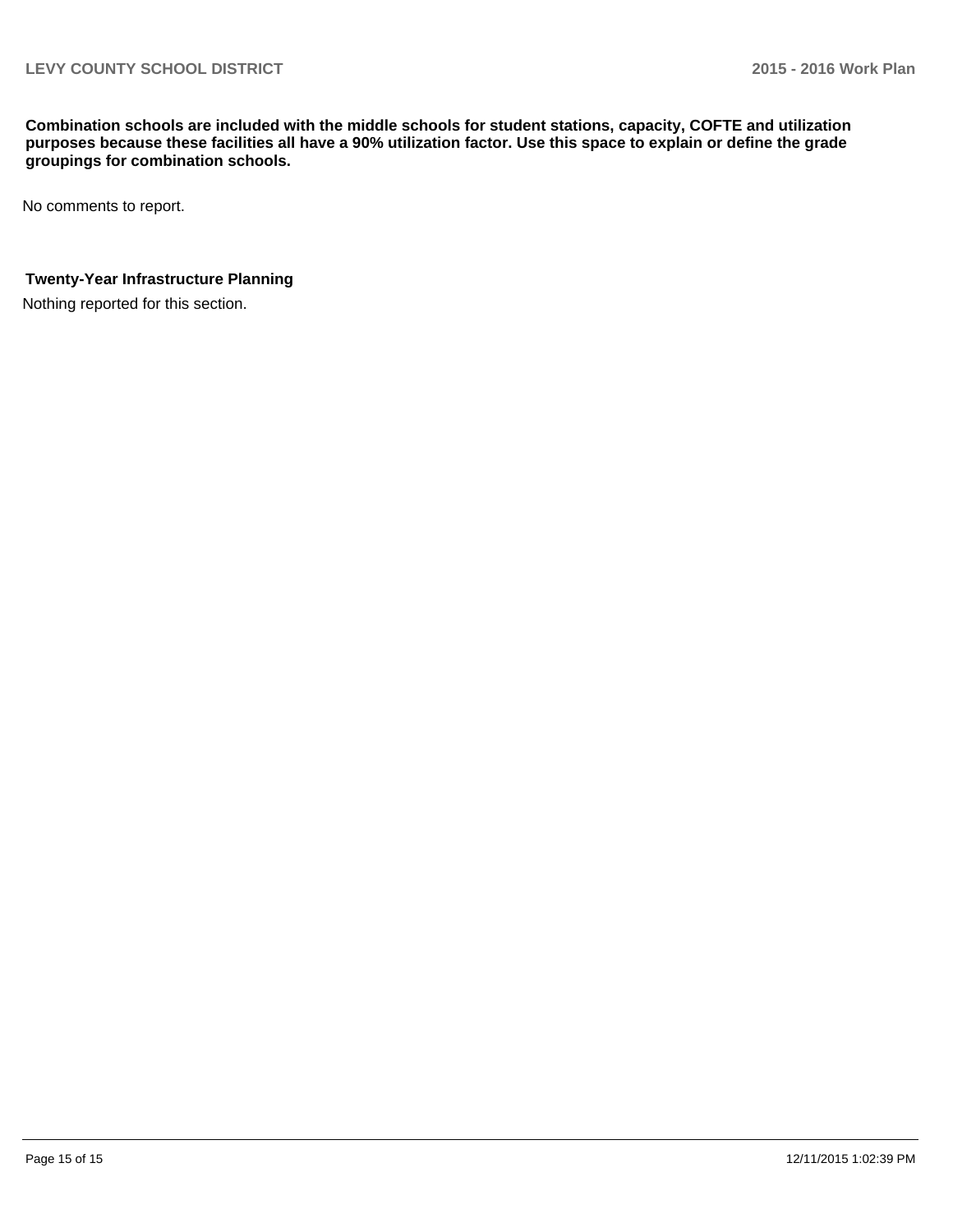**Combination schools are included with the middle schools for student stations, capacity, COFTE and utilization purposes because these facilities all have a 90% utilization factor. Use this space to explain or define the grade groupings for combination schools.**

No comments to report.

**Twenty-Year Infrastructure Planning**

Nothing reported for this section.